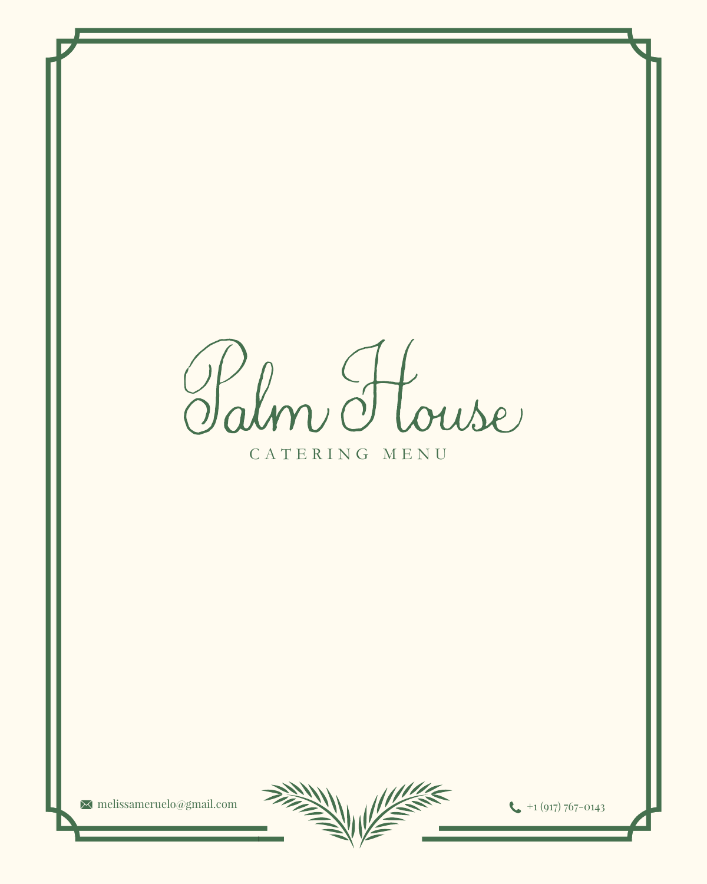# Palm House

CATERING MENU

melissameruelo@gmail.com

+1 (917) 767-0143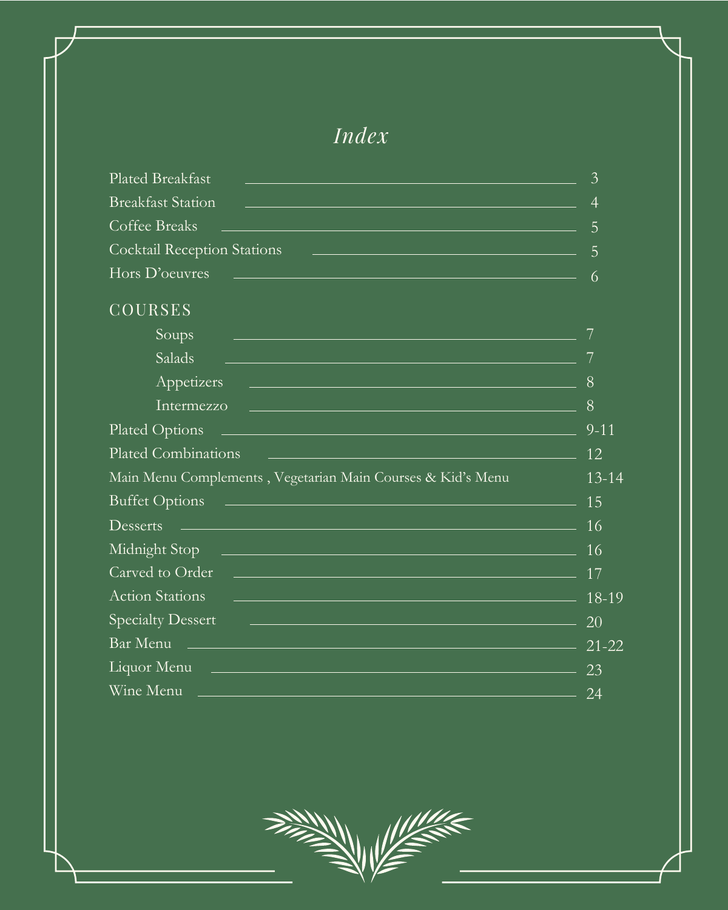# *Index*

| Section | Page |
|---|---|
| Plated Breakfast | 3 |
| Breakfast Station | 4 |
| Coffee Breaks | 5 |
| Cocktail Reception Stations | 5 |
| Hors D'oeuvres | 6 |
| **COURSES** | |
| Soups | 7 |
| Salads | 7 |
| Appetizers | 8 |
| Intermezzo | 8 |
| Plated Options | 9-11 |
| Plated Combinations | 12 |
| Main Menu Complements , Vegetarian Main Courses & Kid's Menu | 13-14 |
| Buffet Options | 15 |
| Desserts | 16 |
| Midnight Stop | 16 |
| Carved to Order | 17 |
| Action Stations | 18-19 |
| Specialty Dessert | 20 |
| Bar Menu | 21-22 |
| Liquor Menu | 23 |
| Wine Menu | 24 |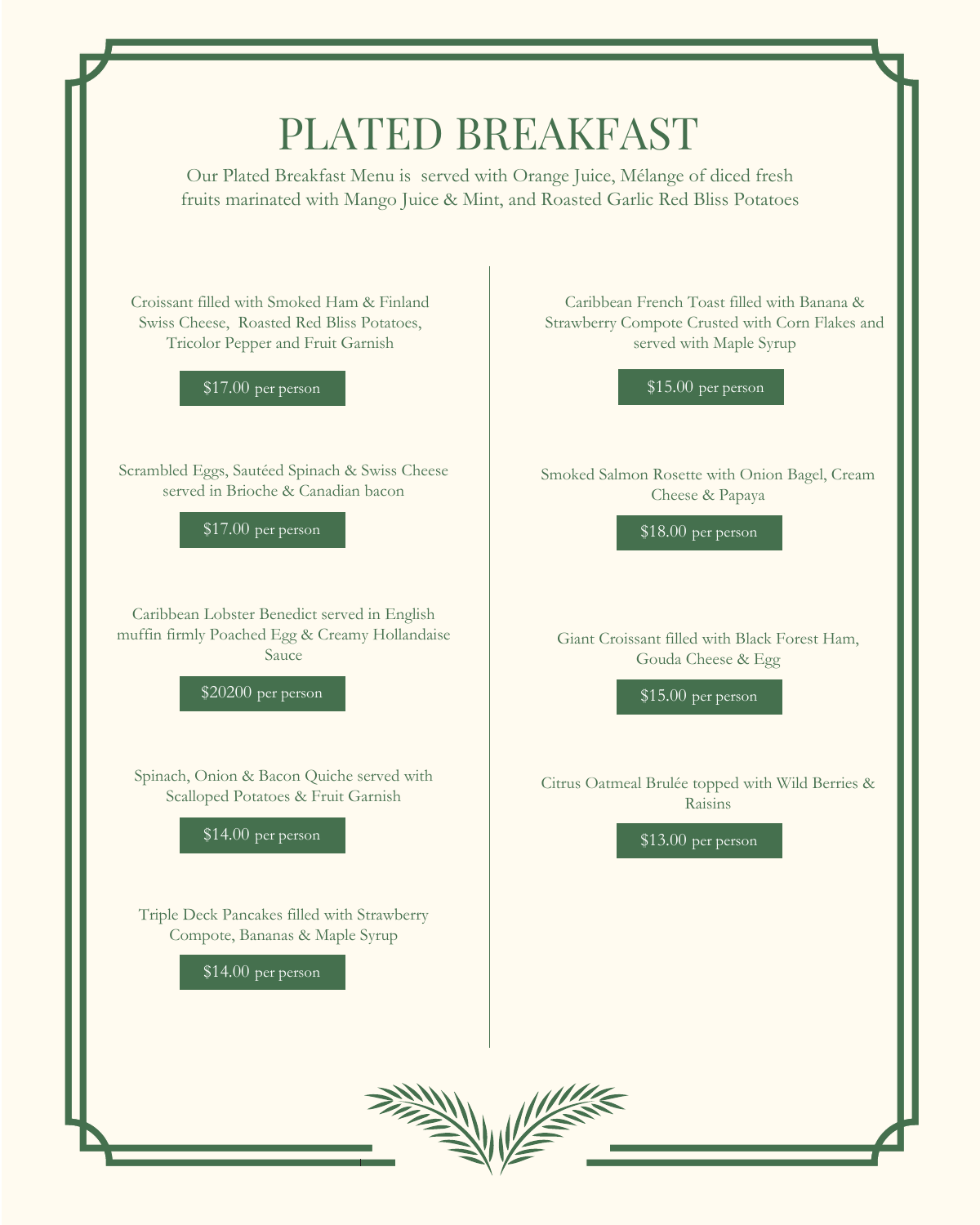# PLATED BREAKFAST

Our Plated Breakfast Menu is served with Orange Juice, Mélange of diced fresh fruits marinated with Mango Juice & Mint, and Roasted Garlic Red Bliss Potatoes

Croissant filled with Smoked Ham & Finland Swiss Cheese, Roasted Red Bliss Potatoes, Tricolor Pepper and Fruit Garnish

$17.00 per person

Scrambled Eggs, Sautéed Spinach & Swiss Cheese served in Brioche & Canadian bacon

$17.00 per person

Caribbean Lobster Benedict served in English muffin firmly Poached Egg & Creamy Hollandaise Sauce

$20200 per person

Spinach, Onion & Bacon Quiche served with Scalloped Potatoes & Fruit Garnish

$14.00 per person

Triple Deck Pancakes filled with Strawberry Compote, Bananas & Maple Syrup

$14.00 per person

Caribbean French Toast filled with Banana & Strawberry Compote Crusted with Corn Flakes and served with Maple Syrup

$15.00 per person

Smoked Salmon Rosette with Onion Bagel, Cream Cheese & Papaya

$18.00 per person

Giant Croissant filled with Black Forest Ham, Gouda Cheese & Egg

$15.00 per person

Citrus Oatmeal Brulée topped with Wild Berries & Raisins

$13.00 per person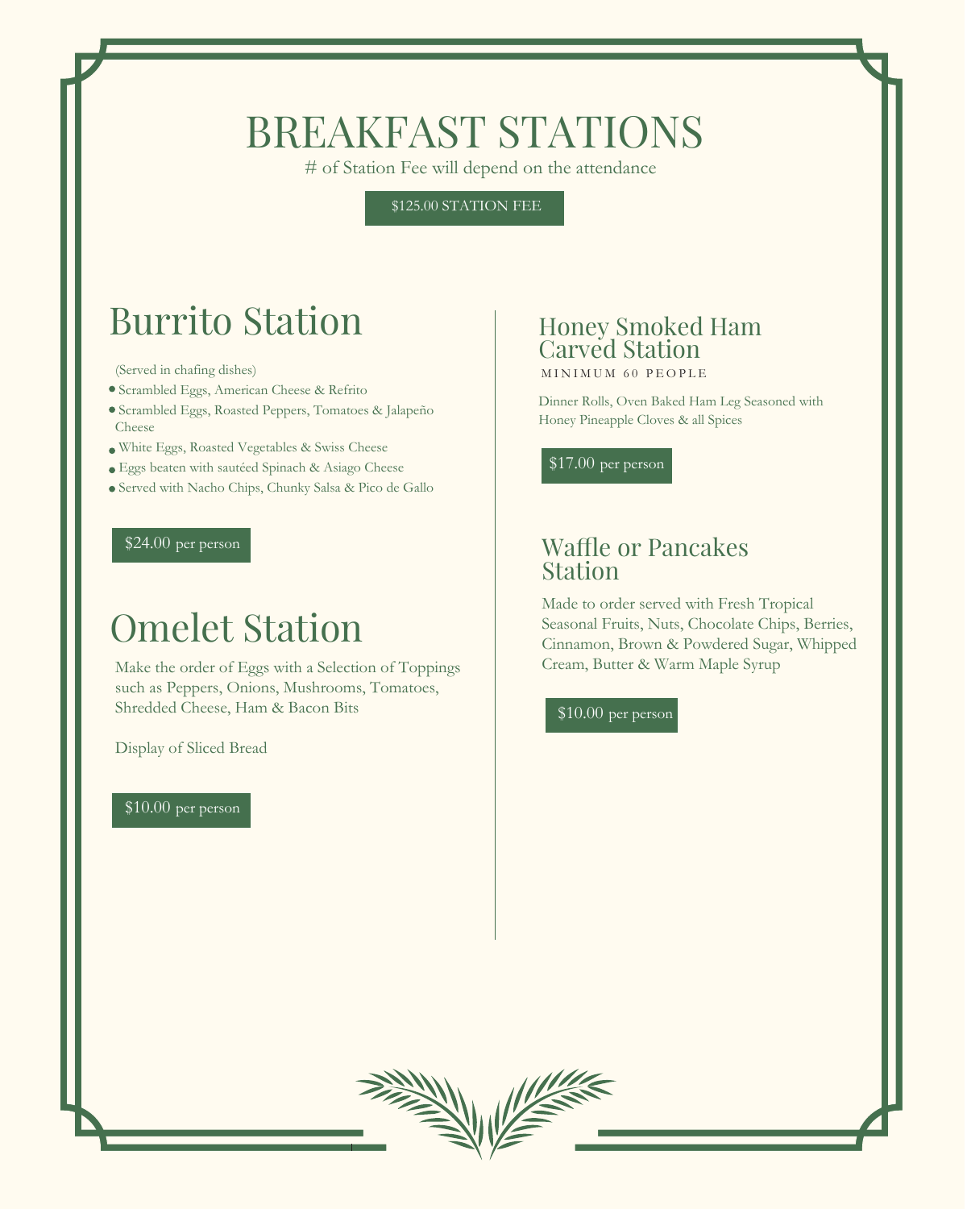# BREAKFAST STATIONS

# of Station Fee will depend on the attendance

$125.00 STATION FEE

## Burrito Station

(Served in chafing dishes)

- Scrambled Eggs, American Cheese & Refrito
- Scrambled Eggs, Roasted Peppers, Tomatoes & Jalapeño Cheese
- White Eggs, Roasted Vegetables & Swiss Cheese
- Eggs beaten with sautéed Spinach & Asiago Cheese
- Served with Nacho Chips, Chunky Salsa & Pico de Gallo

$24.00 per person

## Omelet Station

Make the order of Eggs with a Selection of Toppings such as Peppers, Onions, Mushrooms, Tomatoes, Shredded Cheese, Ham & Bacon Bits

Display of Sliced Bread

$10.00 per person

## Honey Smoked Ham Carved Station

MINIMUM 60 PEOPLE

Dinner Rolls, Oven Baked Ham Leg Seasoned with Honey Pineapple Cloves & all Spices

$17.00 per person

## Waffle or Pancakes Station

Made to order served with Fresh Tropical Seasonal Fruits, Nuts, Chocolate Chips, Berries, Cinnamon, Brown & Powdered Sugar, Whipped Cream, Butter & Warm Maple Syrup

$10.00 per person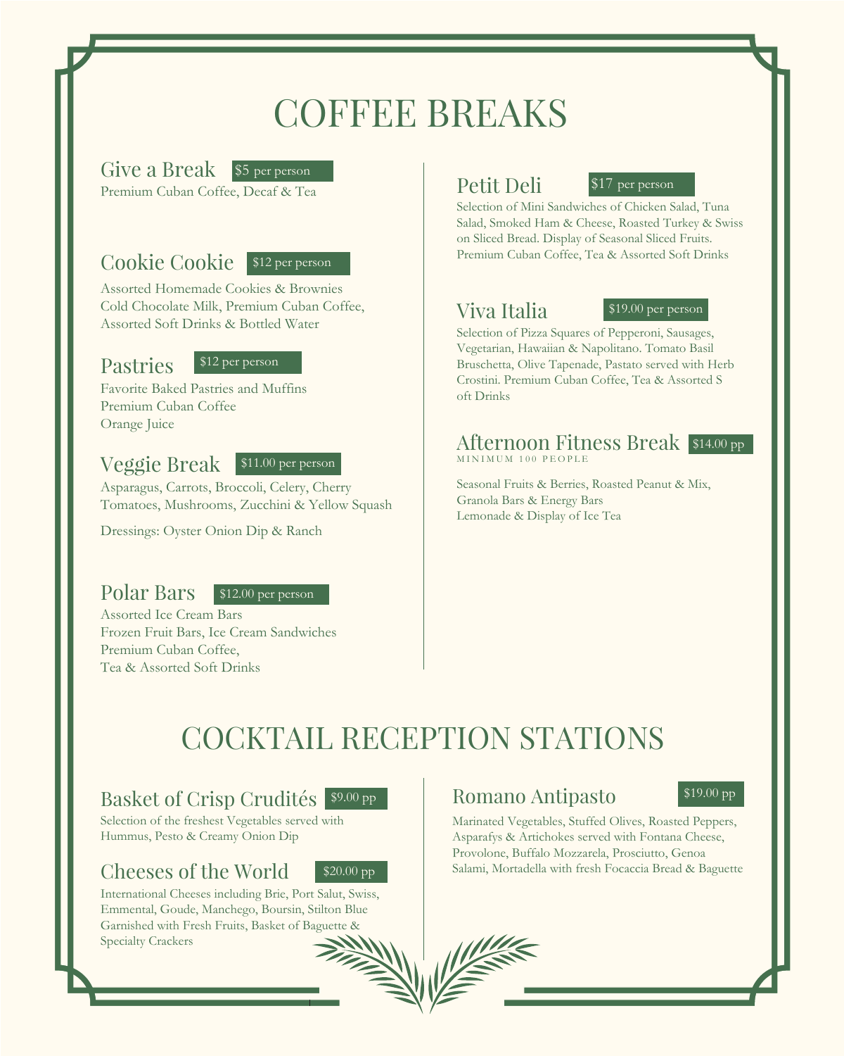# COFFEE BREAKS

## Give a Break

$5 per person

Premium Cuban Coffee, Decaf & Tea

## Cookie Cookie

$12 per person

Assorted Homemade Cookies & Brownies
Cold Chocolate Milk, Premium Cuban Coffee,
Assorted Soft Drinks & Bottled Water

## Pastries

$12 per person

Favorite Baked Pastries and Muffins
Premium Cuban Coffee
Orange Juice

## Veggie Break

$11.00 per person

Asparagus, Carrots, Broccoli, Celery, Cherry Tomatoes, Mushrooms, Zucchini & Yellow Squash

Dressings: Oyster Onion Dip & Ranch

## Polar Bars

$12.00 per person

Assorted Ice Cream Bars
Frozen Fruit Bars, Ice Cream Sandwiches
Premium Cuban Coffee,
Tea & Assorted Soft Drinks

## Petit Deli

$17 per person

Selection of Mini Sandwiches of Chicken Salad, Tuna Salad, Smoked Ham & Cheese, Roasted Turkey & Swiss on Sliced Bread. Display of Seasonal Sliced Fruits. Premium Cuban Coffee, Tea & Assorted Soft Drinks

## Viva Italia

$19.00 per person

Selection of Pizza Squares of Pepperoni, Sausages, Vegetarian, Hawaiian & Napolitano. Tomato Basil Bruschetta, Olive Tapenade, Pastato served with Herb Crostini. Premium Cuban Coffee, Tea & Assorted S oft Drinks

## Afternoon Fitness Break

$14.00 pp

MINIMUM 100 PEOPLE

Seasonal Fruits & Berries, Roasted Peanut & Mix,
Granola Bars & Energy Bars
Lemonade & Display of Ice Tea

# COCKTAIL RECEPTION STATIONS

## Basket of Crisp Crudités

$9.00 pp

Selection of the freshest Vegetables served with Hummus, Pesto & Creamy Onion Dip

## Cheeses of the World

$20.00 pp

International Cheeses including Brie, Port Salut, Swiss, Emmental, Goude, Manchego, Boursin, Stilton Blue Garnished with Fresh Fruits, Basket of Baguette & Specialty Crackers

## Romano Antipasto

$19.00 pp

Marinated Vegetables, Stuffed Olives, Roasted Peppers, Asparafys & Artichokes served with Fontana Cheese, Provolone, Buffalo Mozzarela, Prosciutto, Genoa Salami, Mortadella with fresh Focaccia Bread & Baguette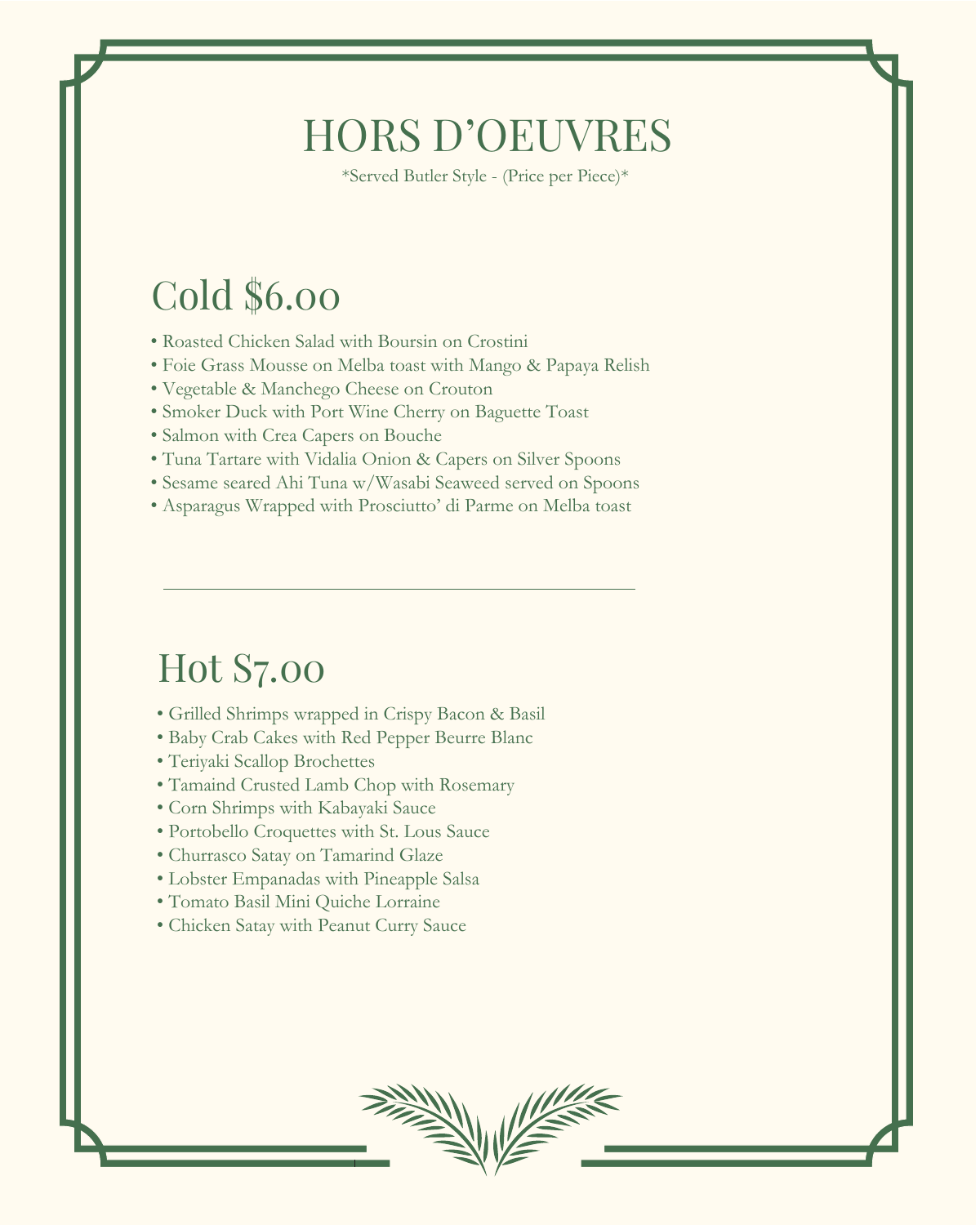# HORS D'OEUVRES

*Served Butler Style - (Price per Piece)*

## Cold $6.00

- Roasted Chicken Salad with Boursin on Crostini
- Foie Grass Mousse on Melba toast with Mango & Papaya Relish
- Vegetable & Manchego Cheese on Crouton
- Smoker Duck with Port Wine Cherry on Baguette Toast
- Salmon with Crea Capers on Bouche
- Tuna Tartare with Vidalia Onion & Capers on Silver Spoons
- Sesame seared Ahi Tuna w/Wasabi Seaweed served on Spoons
- Asparagus Wrapped with Prosciutto' di Parme on Melba toast

---

## Hot S7.00

- Grilled Shrimps wrapped in Crispy Bacon & Basil
- Baby Crab Cakes with Red Pepper Beurre Blanc
- Teriyaki Scallop Brochettes
- Tamaind Crusted Lamb Chop with Rosemary
- Corn Shrimps with Kabayaki Sauce
- Portobello Croquettes with St. Lous Sauce
- Churrasco Satay on Tamarind Glaze
- Lobster Empanadas with Pineapple Salsa
- Tomato Basil Mini Quiche Lorraine
- Chicken Satay with Peanut Curry Sauce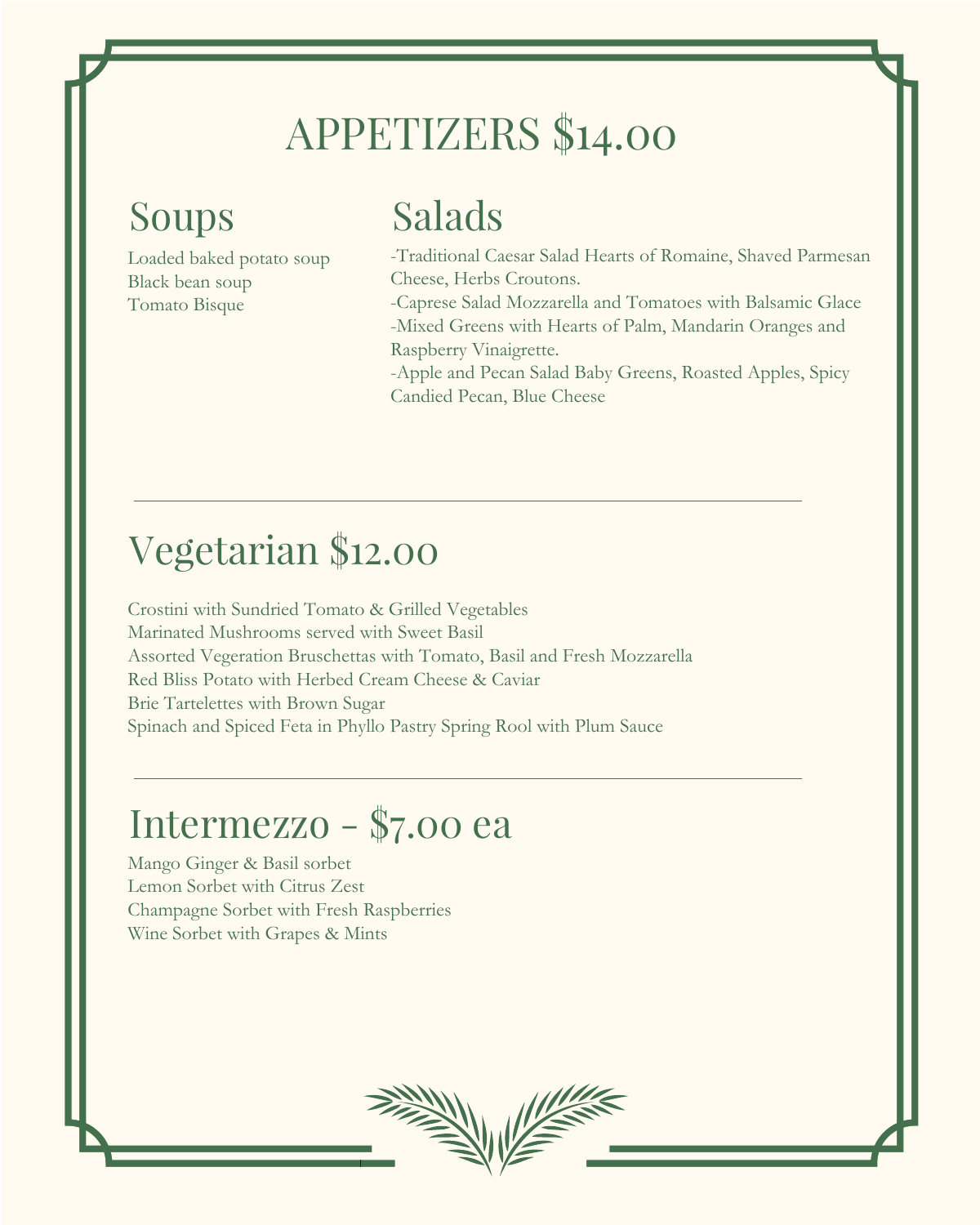# APPETIZERS $14.00

## Soups

Loaded baked potato soup
Black bean soup
Tomato Bisque

## Salads

-Traditional Caesar Salad Hearts of Romaine, Shaved Parmesan Cheese, Herbs Croutons.
-Caprese Salad Mozzarella and Tomatoes with Balsamic Glace
-Mixed Greens with Hearts of Palm, Mandarin Oranges and Raspberry Vinaigrette.
-Apple and Pecan Salad Baby Greens, Roasted Apples, Spicy Candied Pecan, Blue Cheese

---

# Vegetarian $12.00

Crostini with Sundried Tomato & Grilled Vegetables
Marinated Mushrooms served with Sweet Basil
Assorted Vegeration Bruschettas with Tomato, Basil and Fresh Mozzarella
Red Bliss Potato with Herbed Cream Cheese & Caviar
Brie Tartelettes with Brown Sugar
Spinach and Spiced Feta in Phyllo Pastry Spring Rool with Plum Sauce

---

# Intermezzo - $7.00 ea

Mango Ginger & Basil sorbet
Lemon Sorbet with Citrus Zest
Champagne Sorbet with Fresh Raspberries
Wine Sorbet with Grapes & Mints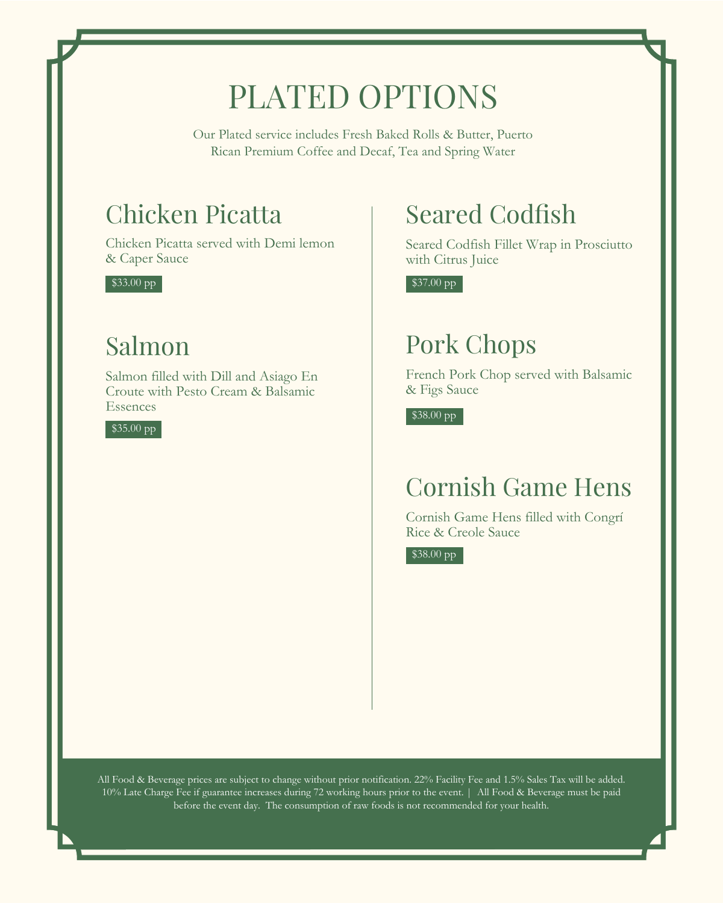# PLATED OPTIONS

Our Plated service includes Fresh Baked Rolls & Butter, Puerto Rican Premium Coffee and Decaf, Tea and Spring Water

## Chicken Picatta

Chicken Picatta served with Demi lemon & Caper Sauce

$33.00 pp

## Salmon

Salmon filled with Dill and Asiago En Croute with Pesto Cream & Balsamic Essences

$35.00 pp

## Seared Codfish

Seared Codfish Fillet Wrap in Prosciutto with Citrus Juice

$37.00 pp

## Pork Chops

French Pork Chop served with Balsamic & Figs Sauce

$38.00 pp

## Cornish Game Hens

Cornish Game Hens filled with Congrí Rice & Creole Sauce

$38.00 pp

All Food & Beverage prices are subject to change without prior notification. 22% Facility Fee and 1.5% Sales Tax will be added. 10% Late Charge Fee if guarantee increases during 72 working hours prior to the event. | All Food & Beverage must be paid before the event day. The consumption of raw foods is not recommended for your health.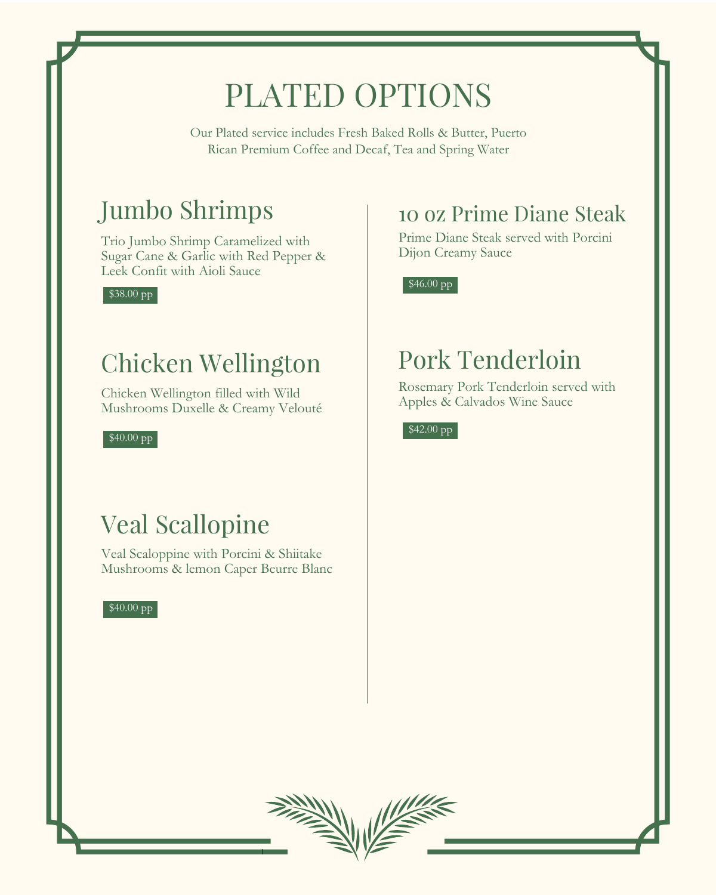# PLATED OPTIONS

Our Plated service includes Fresh Baked Rolls & Butter, Puerto Rican Premium Coffee and Decaf, Tea and Spring Water

## Jumbo Shrimps

Trio Jumbo Shrimp Caramelized with Sugar Cane & Garlic with Red Pepper & Leek Confit with Aioli Sauce

$38.00 pp

## Chicken Wellington

Chicken Wellington filled with Wild Mushrooms Duxelle & Creamy Velouté

$40.00 pp

## Veal Scallopine

Veal Scaloppine with Porcini & Shiitake Mushrooms & lemon Caper Beurre Blanc

$40.00 pp

## 10 oz Prime Diane Steak

Prime Diane Steak served with Porcini Dijon Creamy Sauce

$46.00 pp

## Pork Tenderloin

Rosemary Pork Tenderloin served with Apples & Calvados Wine Sauce

$42.00 pp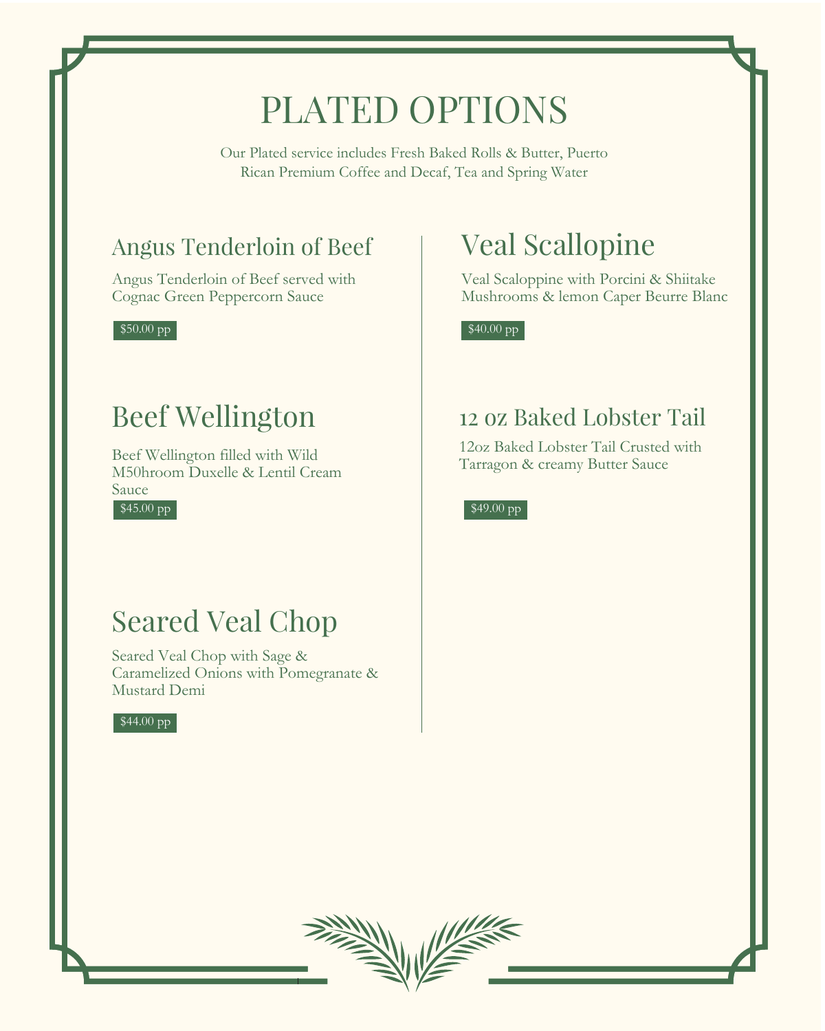# PLATED OPTIONS

Our Plated service includes Fresh Baked Rolls & Butter, Puerto Rican Premium Coffee and Decaf, Tea and Spring Water

## Angus Tenderloin of Beef

Angus Tenderloin of Beef served with Cognac Green Peppercorn Sauce

$50.00 pp

## Beef Wellington

Beef Wellington filled with Wild M50hroom Duxelle & Lentil Cream Sauce

$45.00 pp

## Seared Veal Chop

Seared Veal Chop with Sage & Caramelized Onions with Pomegranate & Mustard Demi

$44.00 pp

## Veal Scallopine

Veal Scaloppine with Porcini & Shiitake Mushrooms & lemon Caper Beurre Blanc

$40.00 pp

## 12 oz Baked Lobster Tail

12oz Baked Lobster Tail Crusted with Tarragon & creamy Butter Sauce

$49.00 pp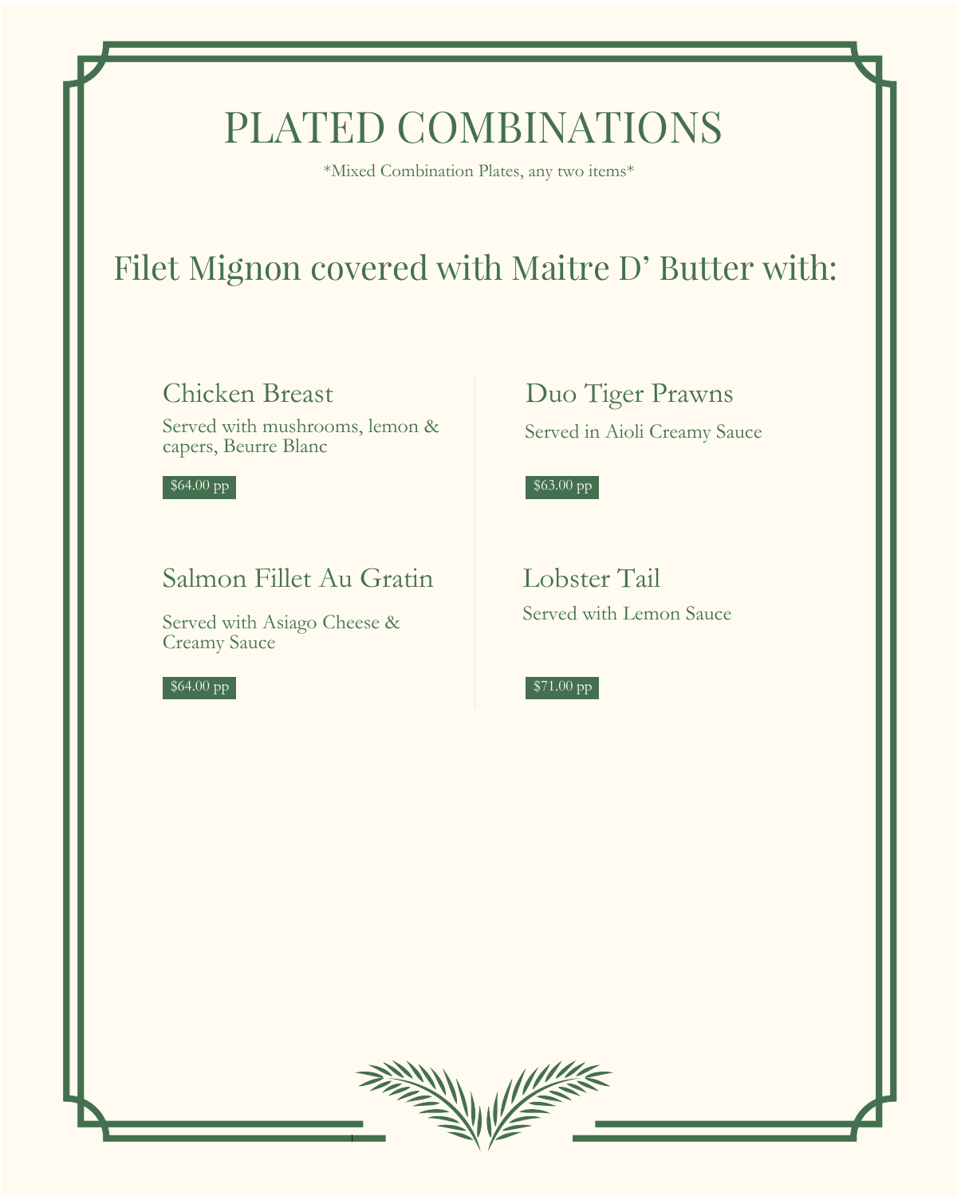# PLATED COMBINATIONS

*Mixed Combination Plates, any two items*

## Filet Mignon covered with Maitre D' Butter with:

### Chicken Breast

Served with mushrooms, lemon & capers, Beurre Blanc

$64.00 pp

### Salmon Fillet Au Gratin

Served with Asiago Cheese & Creamy Sauce

$64.00 pp

### Duo Tiger Prawns

Served in Aioli Creamy Sauce

$63.00 pp

### Lobster Tail

Served with Lemon Sauce

$71.00 pp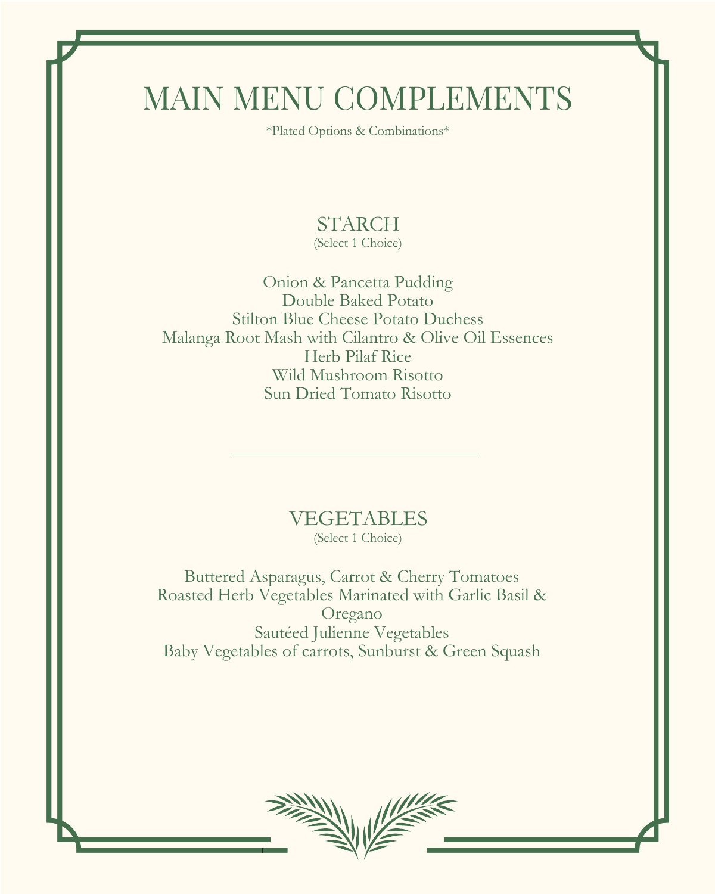# MAIN MENU COMPLEMENTS

*Plated Options & Combinations*

## STARCH

(Select 1 Choice)

Onion & Pancetta Pudding
Double Baked Potato
Stilton Blue Cheese Potato Duchess
Malanga Root Mash with Cilantro & Olive Oil Essences
Herb Pilaf Rice
Wild Mushroom Risotto
Sun Dried Tomato Risotto

---

## VEGETABLES

(Select 1 Choice)

Buttered Asparagus, Carrot & Cherry Tomatoes
Roasted Herb Vegetables Marinated with Garlic Basil & Oregano
Sautéed Julienne Vegetables
Baby Vegetables of carrots, Sunburst & Green Squash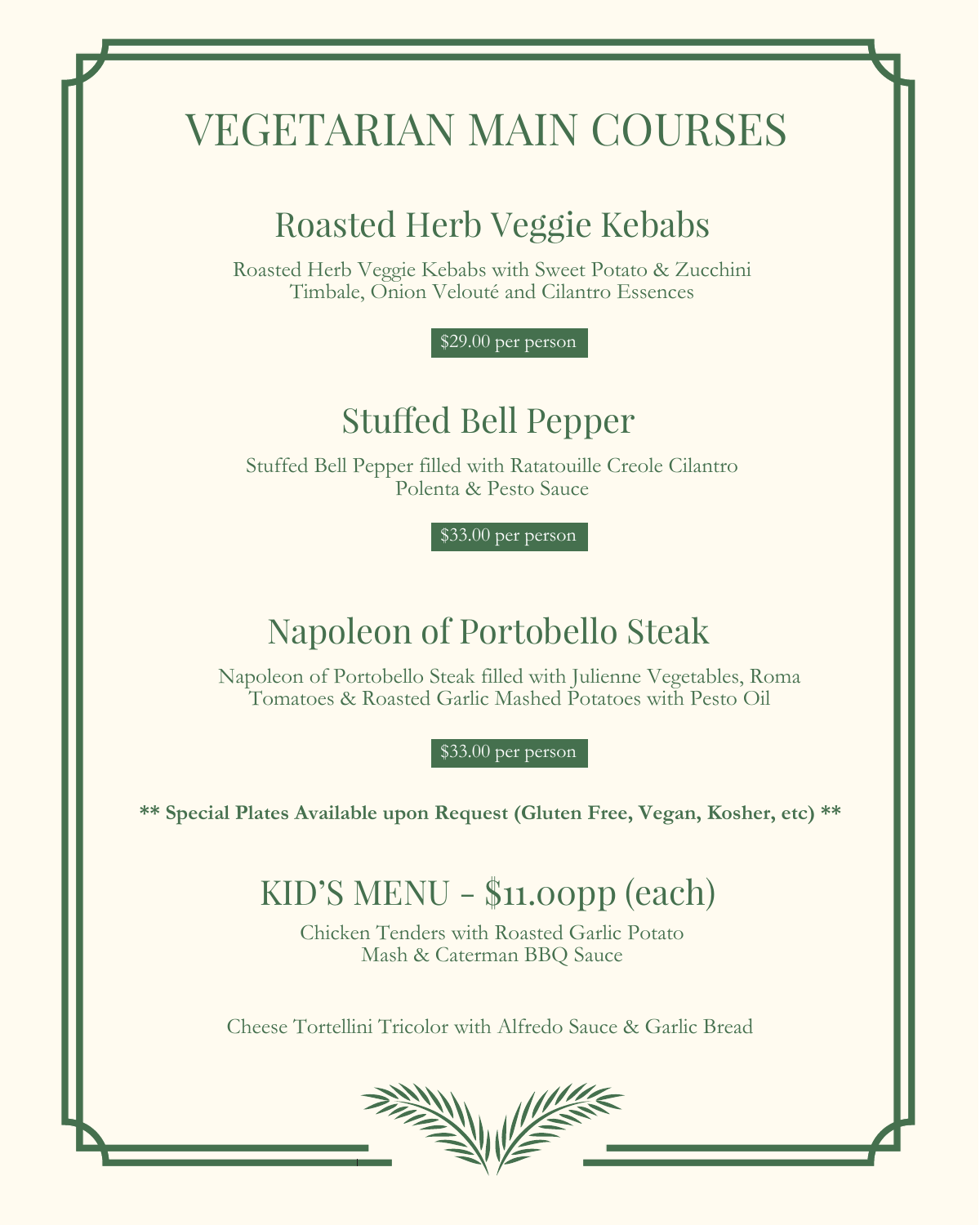# VEGETARIAN MAIN COURSES

## Roasted Herb Veggie Kebabs

Roasted Herb Veggie Kebabs with Sweet Potato & Zucchini Timbale, Onion Velouté and Cilantro Essences

$29.00 per person

## Stuffed Bell Pepper

Stuffed Bell Pepper filled with Ratatouille Creole Cilantro Polenta & Pesto Sauce

$33.00 per person

## Napoleon of Portobello Steak

Napoleon of Portobello Steak filled with Julienne Vegetables, Roma Tomatoes & Roasted Garlic Mashed Potatoes with Pesto Oil

$33.00 per person

**** Special Plates Available upon Request (Gluten Free, Vegan, Kosher, etc) ****

## KID'S MENU - $11.00pp (each)

Chicken Tenders with Roasted Garlic Potato Mash & Caterman BBQ Sauce

Cheese Tortellini Tricolor with Alfredo Sauce & Garlic Bread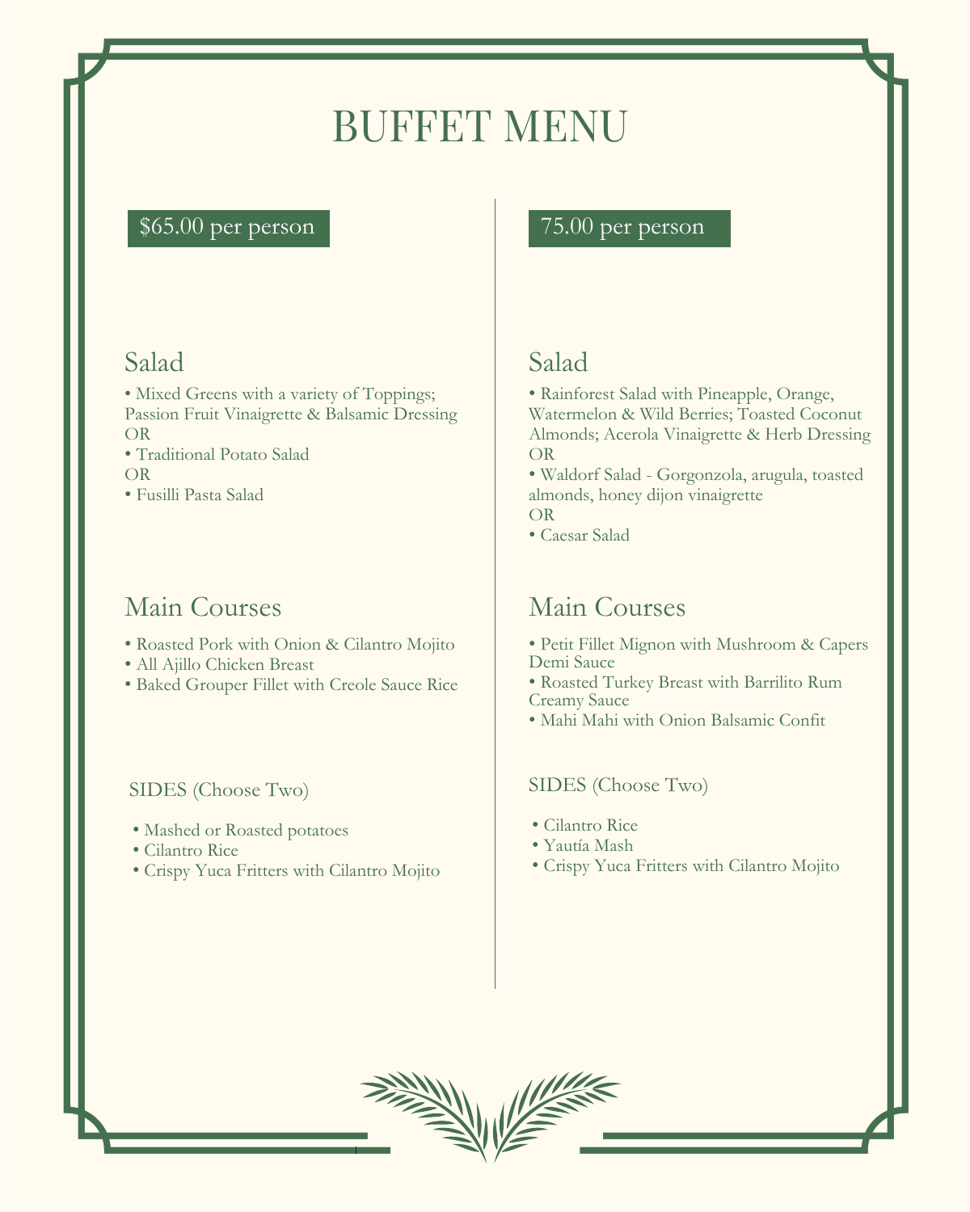# BUFFET MENU

## $65.00 per person

### Salad

- Mixed Greens with a variety of Toppings; Passion Fruit Vinaigrette & Balsamic Dressing

OR

- Traditional Potato Salad

OR

- Fusilli Pasta Salad

### Main Courses

- Roasted Pork with Onion & Cilantro Mojito
- All Ajillo Chicken Breast
- Baked Grouper Fillet with Creole Sauce Rice

### SIDES (Choose Two)

- Mashed or Roasted potatoes
- Cilantro Rice
- Crispy Yuca Fritters with Cilantro Mojito

## 75.00 per person

### Salad

- Rainforest Salad with Pineapple, Orange, Watermelon & Wild Berries; Toasted Coconut Almonds; Acerola Vinaigrette & Herb Dressing

OR

- Waldorf Salad - Gorgonzola, arugula, toasted almonds, honey dijon vinaigrette

OR

- Caesar Salad

### Main Courses

- Petit Fillet Mignon with Mushroom & Capers Demi Sauce
- Roasted Turkey Breast with Barrilito Rum Creamy Sauce
- Mahi Mahi with Onion Balsamic Confit

### SIDES (Choose Two)

- Cilantro Rice
- Yautía Mash
- Crispy Yuca Fritters with Cilantro Mojito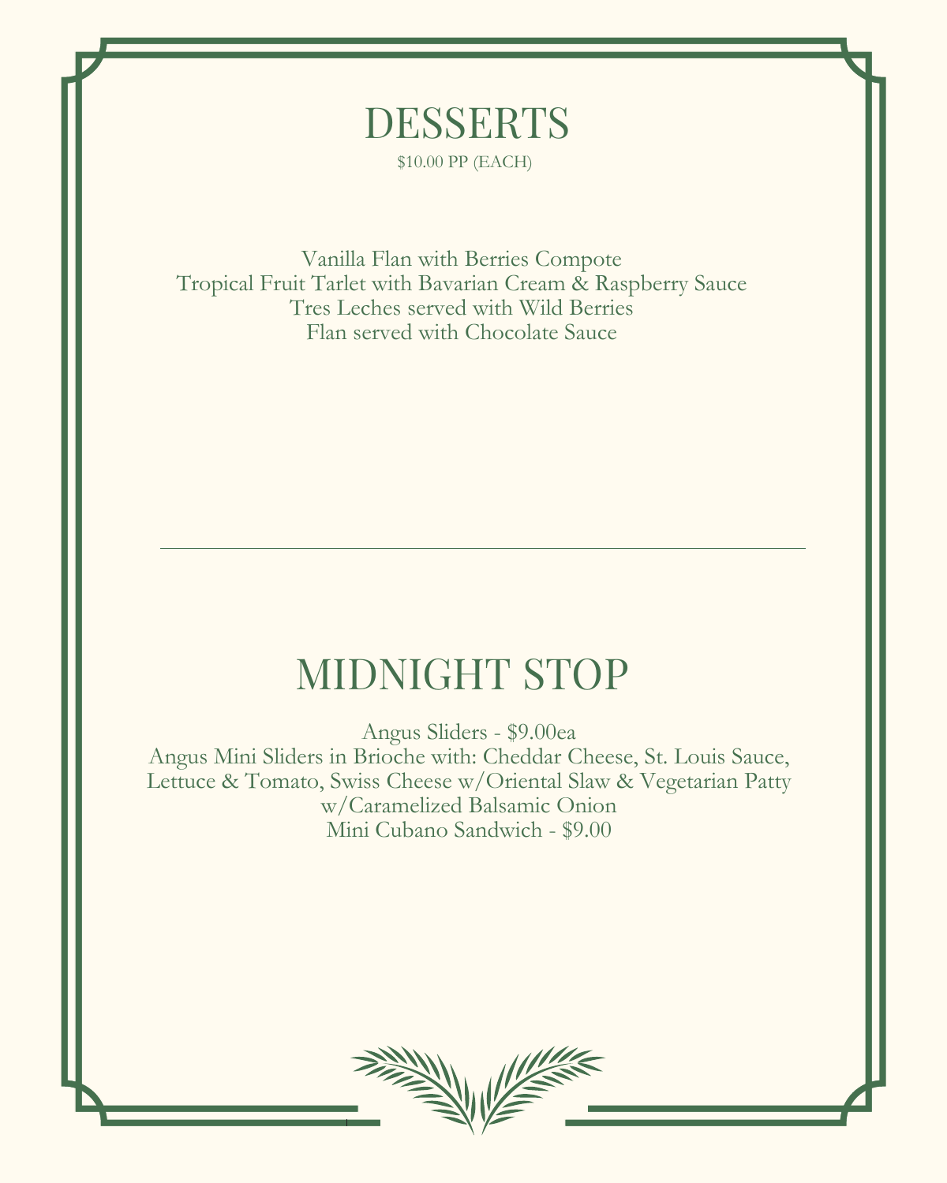# DESSERTS

$10.00 PP (EACH)

Vanilla Flan with Berries Compote
Tropical Fruit Tarlet with Bavarian Cream & Raspberry Sauce
Tres Leches served with Wild Berries
Flan served with Chocolate Sauce

---

# MIDNIGHT STOP

Angus Sliders - $9.00ea
Angus Mini Sliders in Brioche with: Cheddar Cheese, St. Louis Sauce, Lettuce & Tomato, Swiss Cheese w/Oriental Slaw & Vegetarian Patty w/Caramelized Balsamic Onion
Mini Cubano Sandwich - $9.00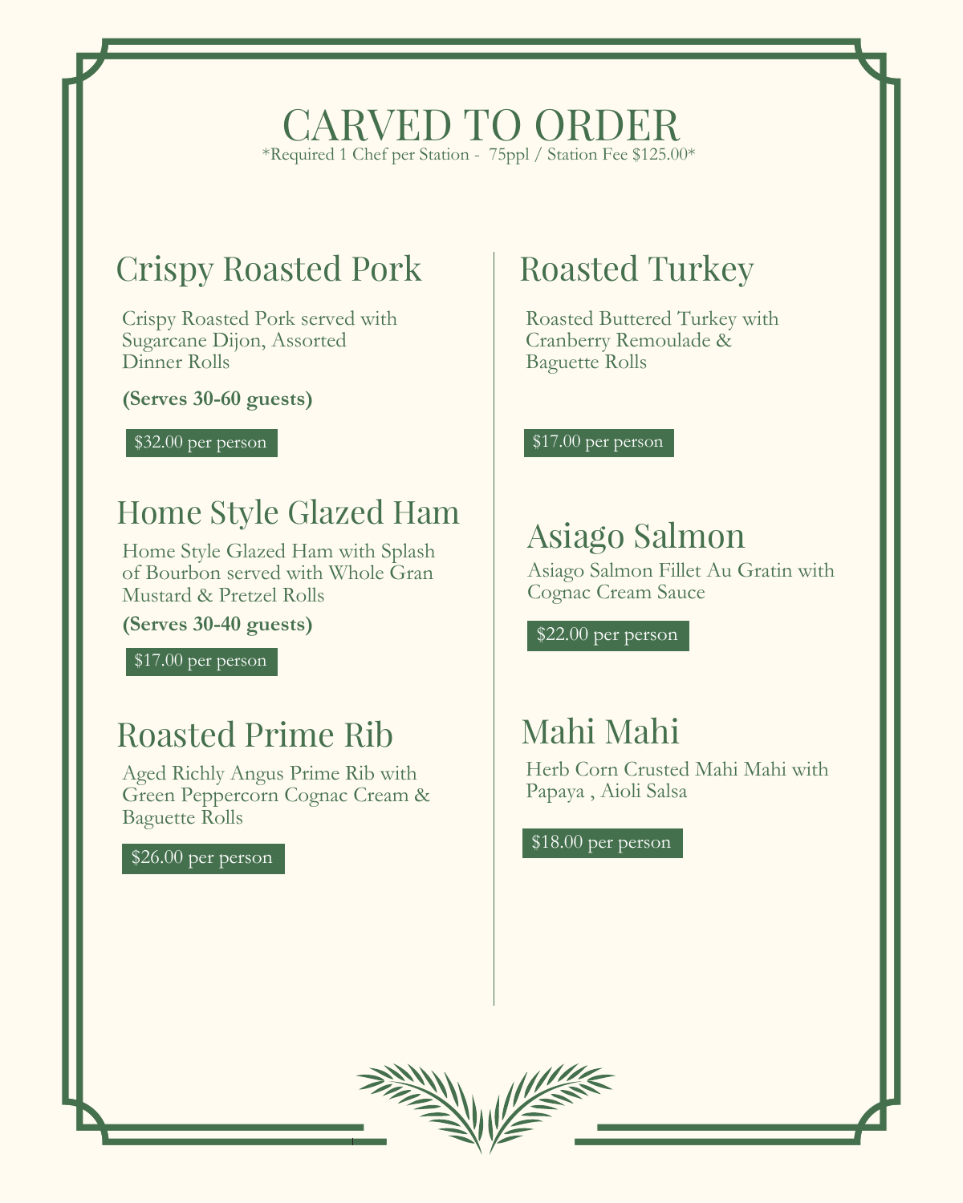# CARVED TO ORDER

*Required 1 Chef per Station - 75ppl / Station Fee $125.00*

## Crispy Roasted Pork

Crispy Roasted Pork served with Sugarcane Dijon, Assorted Dinner Rolls

**(Serves 30-60 guests)**

$32.00 per person

## Home Style Glazed Ham

Home Style Glazed Ham with Splash of Bourbon served with Whole Gran Mustard & Pretzel Rolls

**(Serves 30-40 guests)**

$17.00 per person

## Roasted Prime Rib

Aged Richly Angus Prime Rib with Green Peppercorn Cognac Cream & Baguette Rolls

$26.00 per person

## Roasted Turkey

Roasted Buttered Turkey with Cranberry Remoulade & Baguette Rolls

$17.00 per person

## Asiago Salmon

Asiago Salmon Fillet Au Gratin with Cognac Cream Sauce

$22.00 per person

## Mahi Mahi

Herb Corn Crusted Mahi Mahi with Papaya , Aioli Salsa

$18.00 per person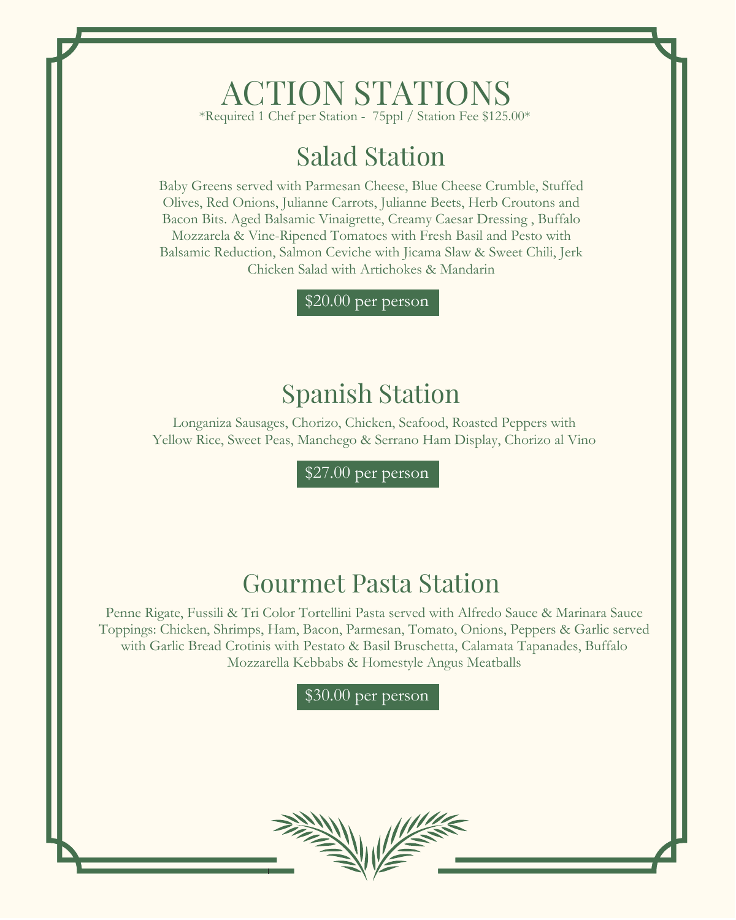# ACTION STATIONS

*Required 1 Chef per Station - 75ppl / Station Fee $125.00*

## Salad Station

Baby Greens served with Parmesan Cheese, Blue Cheese Crumble, Stuffed Olives, Red Onions, Julianne Carrots, Julianne Beets, Herb Croutons and Bacon Bits. Aged Balsamic Vinaigrette, Creamy Caesar Dressing , Buffalo Mozzarela & Vine-Ripened Tomatoes with Fresh Basil and Pesto with Balsamic Reduction, Salmon Ceviche with Jicama Slaw & Sweet Chili, Jerk Chicken Salad with Artichokes & Mandarin

$20.00 per person

## Spanish Station

Longaniza Sausages, Chorizo, Chicken, Seafood, Roasted Peppers with Yellow Rice, Sweet Peas, Manchego & Serrano Ham Display, Chorizo al Vino

$27.00 per person

## Gourmet Pasta Station

Penne Rigate, Fussili & Tri Color Tortellini Pasta served with Alfredo Sauce & Marinara Sauce Toppings: Chicken, Shrimps, Ham, Bacon, Parmesan, Tomato, Onions, Peppers & Garlic served with Garlic Bread Crotinis with Pestato & Basil Bruschetta, Calamata Tapanades, Buffalo Mozzarella Kebbabs & Homestyle Angus Meatballs

$30.00 per person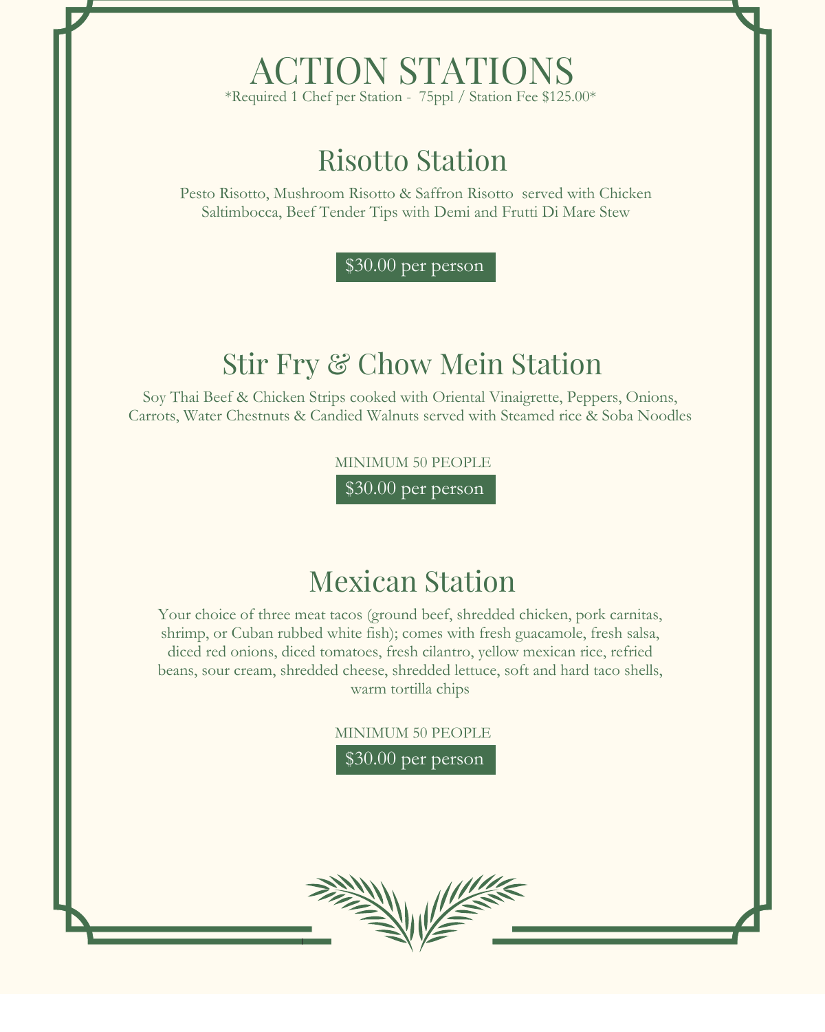# ACTION STATIONS

*Required 1 Chef per Station - 75ppl / Station Fee $125.00*

## Risotto Station

Pesto Risotto, Mushroom Risotto & Saffron Risotto served with Chicken Saltimbocca, Beef Tender Tips with Demi and Frutti Di Mare Stew

$30.00 per person

## Stir Fry & Chow Mein Station

Soy Thai Beef & Chicken Strips cooked with Oriental Vinaigrette, Peppers, Onions, Carrots, Water Chestnuts & Candied Walnuts served with Steamed rice & Soba Noodles

MINIMUM 50 PEOPLE

$30.00 per person

## Mexican Station

Your choice of three meat tacos (ground beef, shredded chicken, pork carnitas, shrimp, or Cuban rubbed white fish); comes with fresh guacamole, fresh salsa, diced red onions, diced tomatoes, fresh cilantro, yellow mexican rice, refried beans, sour cream, shredded cheese, shredded lettuce, soft and hard taco shells, warm tortilla chips

MINIMUM 50 PEOPLE

$30.00 per person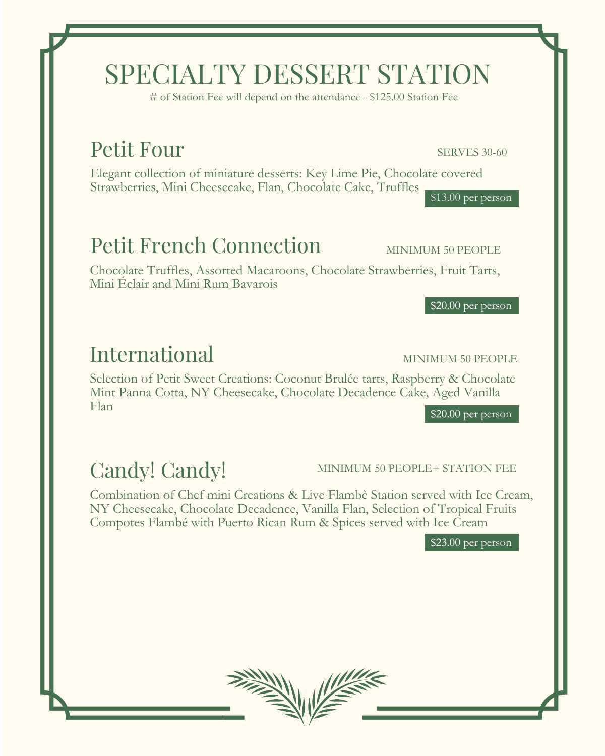# SPECIALTY DESSERT STATION

# of Station Fee will depend on the attendance - $125.00 Station Fee

## Petit Four

SERVES 30-60

Elegant collection of miniature desserts: Key Lime Pie, Chocolate covered Strawberries, Mini Cheesecake, Flan, Chocolate Cake, Truffles

$13.00 per person

## Petit French Connection

MINIMUM 50 PEOPLE

Chocolate Truffles, Assorted Macaroons, Chocolate Strawberries, Fruit Tarts, Mini Éclair and Mini Rum Bavarois

$20.00 per person

## International

MINIMUM 50 PEOPLE

Selection of Petit Sweet Creations: Coconut Brulée tarts, Raspberry & Chocolate Mint Panna Cotta, NY Cheesecake, Chocolate Decadence Cake, Aged Vanilla Flan

$20.00 per person

## Candy! Candy!

MINIMUM 50 PEOPLE+ STATION FEE

Combination of Chef mini Creations & Live Flambè Station served with Ice Cream, NY Cheesecake, Chocolate Decadence, Vanilla Flan, Selection of Tropical Fruits Compotes Flambé with Puerto Rican Rum & Spices served with Ice Cream

$23.00 per person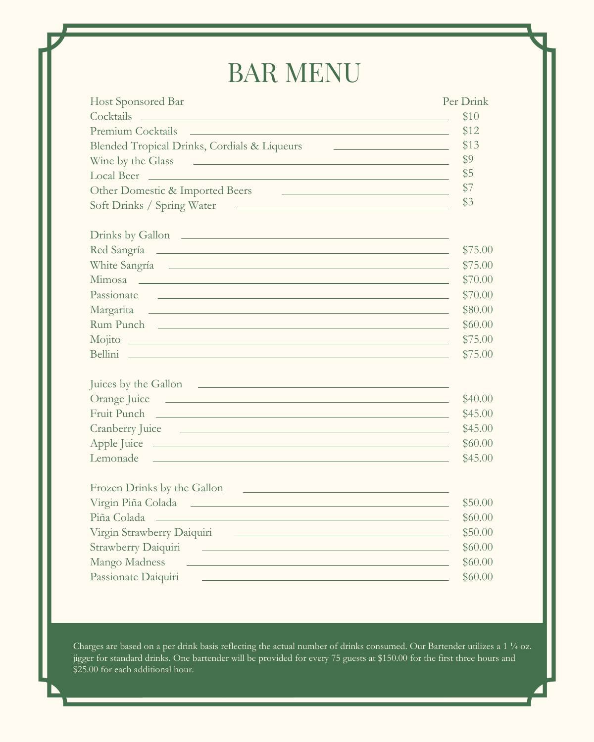# BAR MENU

| Host Sponsored Bar | Per Drink |
|---|---|
| Cocktails | $10 |
| Premium Cocktails | $12 |
| Blended Tropical Drinks, Cordials & Liqueurs | $13 |
| Wine by the Glass | $9 |
| Local Beer | $5 |
| Other Domestic & Imported Beers | $7 |
| Soft Drinks / Spring Water | $3 |

| Drinks by Gallon | |
|---|---|
| Red Sangría | $75.00 |
| White Sangría | $75.00 |
| Mimosa | $70.00 |
| Passionate | $70.00 |
| Margarita | $80.00 |
| Rum Punch | $60.00 |
| Mojito | $75.00 |
| Bellini | $75.00 |

| Juices by the Gallon | |
|---|---|
| Orange Juice | $40.00 |
| Fruit Punch | $45.00 |
| Cranberry Juice | $45.00 |
| Apple Juice | $60.00 |
| Lemonade | $45.00 |

| Frozen Drinks by the Gallon | |
|---|---|
| Virgin Piña Colada | $50.00 |
| Piña Colada | $60.00 |
| Virgin Strawberry Daiquiri | $50.00 |
| Strawberry Daiquiri | $60.00 |
| Mango Madness | $60.00 |
| Passionate Daiquiri | $60.00 |

Charges are based on a per drink basis reflecting the actual number of drinks consumed. Our Bartender utilizes a 1 ¼ oz. jigger for standard drinks. One bartender will be provided for every 75 guests at $150.00 for the first three hours and $25.00 for each additional hour.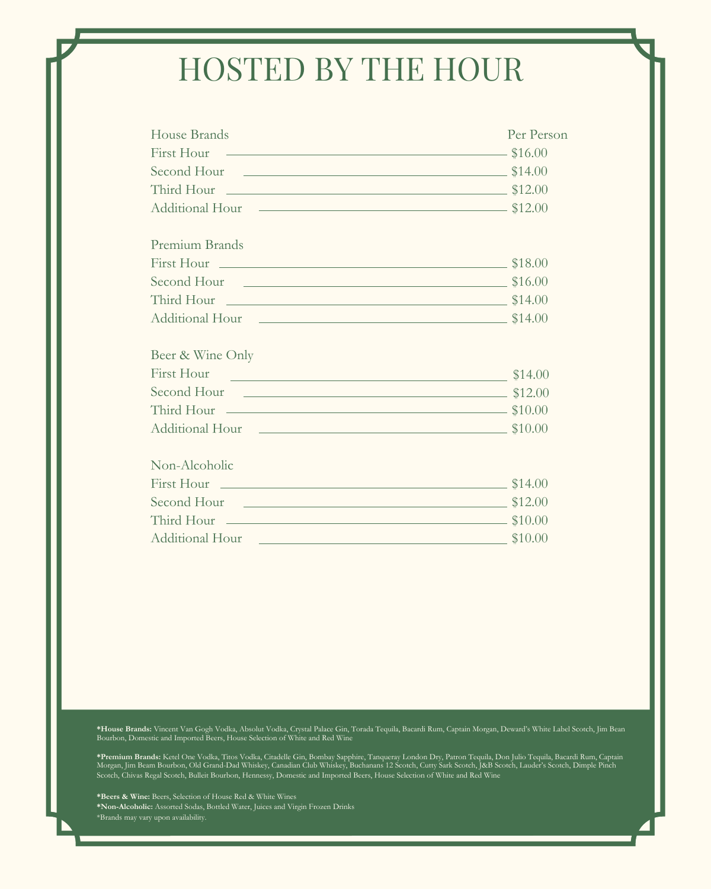# HOSTED BY THE HOUR

| House Brands | Per Person |
|---|---|
| First Hour | $16.00 |
| Second Hour | $14.00 |
| Third Hour | $12.00 |
| Additional Hour | $12.00 |
| **Premium Brands** | |
| First Hour | $18.00 |
| Second Hour | $16.00 |
| Third Hour | $14.00 |
| Additional Hour | $14.00 |
| **Beer & Wine Only** | |
| First Hour | $14.00 |
| Second Hour | $12.00 |
| Third Hour | $10.00 |
| Additional Hour | $10.00 |
| **Non-Alcoholic** | |
| First Hour | $14.00 |
| Second Hour | $12.00 |
| Third Hour | $10.00 |
| Additional Hour | $10.00 |

**\*House Brands:** Vincent Van Gogh Vodka, Absolut Vodka, Crystal Palace Gin, Torada Tequila, Bacardi Rum, Captain Morgan, Deward's White Label Scotch, Jim Bean Bourbon, Domestic and Imported Beers, House Selection of White and Red Wine

**\*Premium Brands:** Ketel One Vodka, Titos Vodka, Citadelle Gin, Bombay Sapphire, Tanqueray London Dry, Patron Tequila, Don Julio Tequila, Bacardi Rum, Captain Morgan, Jim Beam Bourbon, Old Grand-Dad Whiskey, Canadian Club Whiskey, Buchanans 12 Scotch, Cutty Sark Scotch, J&B Scotch, Lauder's Scotch, Dimple Pinch Scotch, Chivas Regal Scotch, Bulleit Bourbon, Hennessy, Domestic and Imported Beers, House Selection of White and Red Wine

**\*Beers & Wine:** Beers, Selection of House Red & White Wines
**\*Non-Alcoholic:** Assorted Sodas, Bottled Water, Juices and Virgin Frozen Drinks
\*Brands may vary upon availability.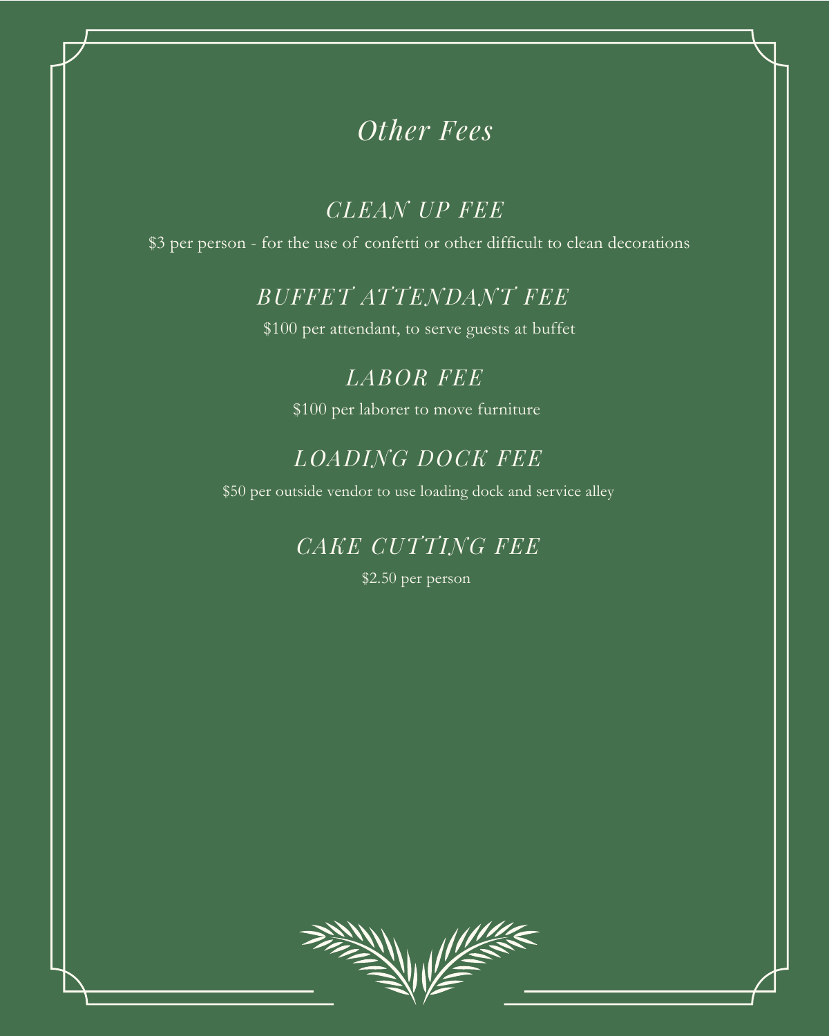# *Other Fees*

## *CLEAN UP FEE*

$3 per person - for the use of confetti or other difficult to clean decorations

## *BUFFET ATTENDANT FEE*

$100 per attendant, to serve guests at buffet

## *LABOR FEE*

$100 per laborer to move furniture

## *LOADING DOCK FEE*

$50 per outside vendor to use loading dock and service alley

## *CAKE CUTTING FEE*

$2.50 per person